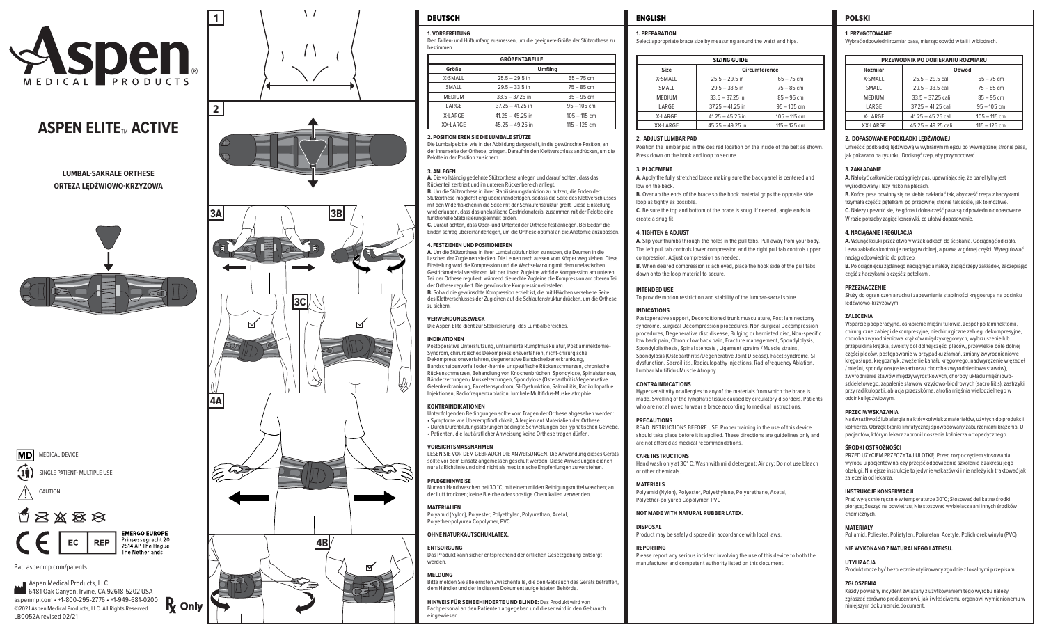# Aspen MEDICAL PRODUCTS®

# ASPEN ELITE™ ACTIVE

**LUMBAL-SAKRALE ORTHESE**
**ORTEZA LĘDŹWIOWO-KRZYŻOWA**

MD MEDICAL DEVICE

SINGLE PATIENT- MULTIPLE USE

CAUTION

EC REP **EMERGO EUROPE** Prinsessegracht 20 2514 AP The Hague The Netherlands

Pat. aspenmp.com/patents

Aspen Medical Products, LLC
6481 Oak Canyon, Irvine, CA 92618-5202 USA
aspenmp.com • +1-800-295-2776 • +1-949-681-0200
©2021 Aspen Medical Products, LLC. All Rights Reserved.
LB0052A revised 02/21

Rx Only

1

2

3A 3B

3C

4A

4B

## DEUTSCH

### 1. VORBEREITUNG

Den Taillen- und Hüftumfang ausmessen, um die geeignete Größe der Stützorthese zu bestimmen.

| GRÖßENTABELLE | | |
|---|---|---|
| Größe | Umfang | |
| X-SMALL | 25.5 – 29.5 in | 65 – 75 cm |
| SMALL | 29.5 – 33.5 in | 75 – 85 cm |
| MEDIUM | 33.5 – 37.25 in | 85 – 95 cm |
| LARGE | 37.25 – 41.25 in | 95 – 105 cm |
| X-LARGE | 41.25 – 45.25 in | 105 – 115 cm |
| XX-LARGE | 45.25 – 49.25 in | 115 – 125 cm |

### 2. POSITIONIEREN SIE DIE LUMBALE STÜTZE

Die Lumbalpelotte, wie in der Abbildung dargestellt, in die gewünschte Position, an der Innenseite der Orthese, bringen. Daraufhin den Klettverschluss andrücken, um die Pelotte in der Position zu sichern.

### 3. ANLEGEN

**A.** Die vollständig gedehnte Stützorthese anlegen und darauf achten, dass das Rückenteil zentriert und im unteren Rückenbereich anliegt.

**B.** Um die Stützorthese in ihrer Stabilisierungsfunktion zu nutzen, die Enden der Stützorthese möglichst eng übereinanderlegen, sodass die Seite des Klettverschlusses mit den Widerhäkchen in die Seite mit der Schlaufenstruktur greift. Diese Einstellung wird erlauben, dass das unelastische Gestrickmaterial zusammen mit der Pelotte eine funktionelle Stabilisierungseinheit bilden.

**C.** Darauf achten, dass Ober- und Unterteil der Orthese fest anliegen. Bei Bedarf die Enden schräg übereinanderlegen, um die Orthese optimal an die Anatomie anzupassen.

### 4. FESTZIEHEN UND POSITIONIEREN

**A.** Um die Stützorthese in ihrer Lumbalstützfunktion zu nutzen, die Daumen in die Laschen der Zugleinen stecken. Die Leinen nach aussen vom Körper weg ziehen. Diese Einstellung wird die Kompression und die Wechselwirkung mit dem unelastischen Gestrickmaterial verstärken. Mit der linken Zugleine wird die Kompression am unteren Teil der Orthese reguliert, während die rechte Zugleine die Kompression am oberen Teil der Orthese reguliert. Die gewünschte Kompression einstellen.

**B.** Sobald die gewünschte Kompression erzielt ist, die mit Häkchen versehene Seite des Klettverschlusses der Zugleinen auf die Schlaufenstruktur drücken, um die Orthese zu sichern.

### VERWENDUNGSZWECK

Die Aspen Elite dient zur Stabilisierung des Lumbalbereiches.

### INDIKATIONEN

Postoperative Unterstützung, untrainierte Rumpfmuskulatur, Postlaminektomie-Syndrom, chirurgisches Dekompressionsverfahren, nicht-chirurgische Dekompressionsverfahren, degenerative Bandscheibenerkrankung, Bandscheibenvorfall oder -hernie, unspezifische Rückenschmerzen, chronische Rückenschmerzen, Behandlung von Knochenbrüchen, Spondylose, Spinalstenose, Bänderzerrungen / Muskelzerrungen, Spondylose (Osteoarthritis/degenerative Gelenkerkrankung, Facettensyndrom, SI-Dysfunktion, Sakroiliitis, Radikulopathie Injektionen, Radiofrequenzablation, lumbale Multifidus-Muskelatrophie.

### KONTRAINDIKATIONEN

Unter folgenden Bedingungen sollte vom Tragen der Orthese abgesehen werden:
- Symptome wie Überempfindlichkeit, Allergien auf Materialien der Orthese.
- Durch Durchblutungsstörungen bedingte Schwellungen der lyphatischen Gewebe.
- Patienten, die laut ärztlicher Anweisung keine Orthese tragen dürfen.

### VORSICHTSMASSNAHMEN

LESEN SIE VOR DEM GEBRAUCH DIE ANWEISUNGEN. Die Anwendung dieses Geräts sollte vor dem Einsatz angemessen geschult werden. Diese Anweisungen dienen nur als Richtlinie und sind nicht als medizinische Empfehlungen zu verstehen.

### PFLEGEHINWEISE

Nur von Hand waschen bei 30 °C; mit einem milden Reinigungsmittel waschen; an der Luft trocknen; keine Bleiche oder sonstige Chemikalien verwenden.

### MATERIALIEN

Polyamid (Nylon), Polyester, Polyethylen, Polyurethan, Acetal, Polyether-polyurea Copolymer, PVC

### OHNE NATURKAUTSCHUKLATEX.

### ENTSORGUNG

Das Produkt kann sicher entsprechend der örtlichen Gesetzgebung entsorgt werden.

### MELDUNG

Bitte melden Sie alle ernsten Zwischenfälle, die den Gebrauch des Geräts betreffen, dem Händler und der in diesem Dokument aufgelisteten Behörde.

**HINWEIS FÜR SEHBEHINDERTE UND BLINDE:** Das Produkt wird von Fachpersonal an den Patienten abgegeben und dieser wird in den Gebrauch eingewiesen.

## ENGLISH

### 1. PREPARATION

Select appropriate brace size by measuring around the waist and hips.

| SIZING GUIDE | | |
|---|---|---|
| Size | Circumference | |
| X-SMALL | 25.5 – 29.5 in | 65 – 75 cm |
| SMALL | 29.5 – 33.5 in | 75 – 85 cm |
| MEDIUM | 33.5 – 37.25 in | 85 – 95 cm |
| LARGE | 37.25 – 41.25 in | 95 – 105 cm |
| X-LARGE | 41.25 – 45.25 in | 105 – 115 cm |
| XX-LARGE | 45.25 – 49.25 in | 115 – 125 cm |

### 2. ADJUST LUMBAR PAD

Position the lumbar pad in the desired location on the inside of the belt as shown. Press down on the hook and loop to secure.

### 3. PLACEMENT

**A.** Apply the fully stretched brace making sure the back panel is centered and low on the back.

**B.** Overlap the ends of the brace so the hook material grips the opposite side loop as tightly as possible.

**C.** Be sure the top and bottom of the brace is snug. If needed, angle ends to create a snug fit.

### 4. TIGHTEN & ADJUST

**A.** Slip your thumbs through the holes in the pull tabs. Pull away from your body. The left pull tab controls lower compression and the right pull tab controls upper compression. Adjust compression as needed.

**B.** When desired compression is achieved, place the hook side of the pull tabs down onto the loop material to secure.

### INTENDED USE

To provide motion restriction and stability of the lumbar-sacral spine.

### INDICATIONS

Postoperative support, Deconditioned trunk musculature, Post laminectomy syndrome, Surgical Decompression procedures, Non-surgical Decompression procedures, Degenerative disc disease, Bulging or herniated disc, Non-specific low back pain, Chronic low back pain, Fracture management, Spondylolysis, Spondylolisthesis, Spinal stenosis , Ligament sprains / Muscle strains, Spondylosis (Osteoarthritis/Degenerative Joint Disease), Facet syndrome, SI dysfunction, Sacroiliitis, Radiculopathy Injections, Radiofrequency Ablation, Lumbar Multifidus Muscle Atrophy.

### CONTRAINDICATIONS

Hypersensitivity or allergies to any of the materials from which the brace is made. Swelling of the lymphatic tissue caused by circulatory disorders. Patients who are not allowed to wear a brace according to medical instructions.

### PRECAUTIONS

READ INSTRUCTIONS BEFORE USE. Proper training in the use of this device should take place before it is applied. These directions are guidelines only and are not offered as medical recommendations.

### CARE INSTRUCTIONS

Hand wash only at 30° C; Wash with mild detergent; Air dry; Do not use bleach or other chemicals.

### MATERIALS

Polyamid (Nylon), Polyester, Polyethylene, Polyurethane, Acetal, Polyether-polyurea Copolymer, PVC

### NOT MADE WITH NATURAL RUBBER LATEX.

### DISPOSAL

Product may be safely disposed in accordance with local laws.

### REPORTING

Please report any serious incident involving the use of this device to both the manufacturer and competent authority listed on this document.

## POLSKI

### 1. PRZYGOTOWANIE

Wybrać odpowiedni rozmiar pasa, mierząc obwód w talii i w biodrach.

| PRZEWODNIK PO DOBIERANIU ROZMIARU | | |
|---|---|---|
| Rozmiar | Obwód | |
| X-SMALL | 25.5 – 29.5 cali | 65 – 75 cm |
| SMALL | 29.5 – 33.5 cali | 75 – 85 cm |
| MEDIUM | 33.5 – 37.25 cali | 85 – 95 cm |
| LARGE | 37.25 – 41.25 cali | 95 – 105 cm |
| X-LARGE | 41.25 – 45.25 cali | 105 – 115 cm |
| XX-LARGE | 45.25 – 49.25 cali | 115 – 125 cm |

### 2. DOPASOWANIE PODKŁADKI LĘDŹWIOWEJ

Umieścić podkładkę lędźwiową w wybranym miejscu po wewnętrznej stronie pasa, jak pokazano na rysunku. Docisnąć rzep, aby przymocować.

### 3. ZAKŁADANIE

**A.** Nałożyć całkowicie rozciągnięty pas, upewniając się, że panel tylny jest wyśrodkowany i leży nisko na plecach.

**B.** Końce pasa powinny się na siebie nakładać tak, aby część rzepa z haczykami trzymała część z pętelkami po przeciwnej stronie tak ściśle, jak to możliwe.

**C.** Należy upewnić się, że górna i dolna część pasa są odpowiednio dopasowane. W razie potrzeby zagiąć końcówki, co ułatwi dopasowanie.

### 4. NACIĄGANIE I REGULACJA

**A.** Wsunąć kciuki przez otwory w zakładkach do ściskania. Odciągnąć od ciała. Lewa zakładka kontroluje naciąg w dolnej, a prawa w górnej części. Wyregulować naciąg odpowiednio do potrzeb.

**B.** Po osiągnięciu żądanego naciągnięcia należy zapiąć rzepy zakładek, zaczepiając część z haczykami a część z pętelkami.

### PRZEZNACZENIE

Służy do ograniczenia ruchu i zapewnienia stabilności kręgosłupa na odcinku lędźwiowo-krzyżowym.

### ZALECENIA

Wsparcie pooperacyjne, osłabienie mięśni tułowia, zespół po laminektomii, chirurgiczne zabiegi dekompresyjne, niechirurgiczne zabiegi dekompresyjne, choroba zwyrodnieniowa krążków międzykręgowych, wybrzuszenie lub przepuklina krążka, swoisty ból dolnej części pleców, przewlekłe bóle dolnej części pleców, postępowanie w przypadku złamań, zmiany zwyrodnieniowe kręgosłupa, kręgozmyk, zwężenie kanału kręgowego, nadwyrężenie więzadeł / mięśni, spondyloza (osteoartroza / choroba zwyrodnieniowa stawów), zwyrodnienie stawów międzywyrostkowych, choroby układu mięśniowo-szkieletowego, zapalenie stawów krzyżowo-biodrowych (sacroiliitis), zastrzyki przy radikulopatii, ablacja przezskórna, atrofia mięśnia wielodzielnego w odcinku lędźwiowym.

### PRZECIWWSKAZANIA

Nadwrażliwość lub alergia na którykolwiek z materiałów, użytych do produkcji kołnierza. Obrzęk tkanki limfatycznej spowodowany zaburzeniami krążenia. U pacjentów, którym lekarz zabronił noszenia kołnierza ortopedycznego.

### ŚRODKI OSTROŻNOŚCI

PRZED UŻYCIEM PRZECZYTAJ ULOTKĘ. Przed rozpoczęciem stosowania wyrobu u pacjentów należy przejść odpowiednie szkolenie z zakresu jego obsługi. Niniejsze instrukcje to jedynie wskazówki i nie należy ich traktować jak zalecenia od lekarza.

### INSTRUKCJE KONSERWACJI

Prać wyłącznie ręcznie w temperaturze 30°C; Stosować delikatne środki piorące; Suszyć na powietrzu; Nie stosować wybielacza ani innych środków chemicznych.

### MATERIAŁY

Poliamid, Poliester, Polietylen, Poliuretan, Acetyle, Polichlorek winylu (PVC)

### NIE WYKONANO Z NATURALNEGO LATEKSU.

### UTYLIZACJA

Produkt może być bezpiecznie utylizowany zgodnie z lokalnymi przepisami.

### ZGŁOSZENIA

Każdy poważny incydent związany z użytkowaniem tego wyrobu należy zgłaszać zarówno producentowi, jak i właściwemu organowi wymienionemu w niniejszym dokumencie.document.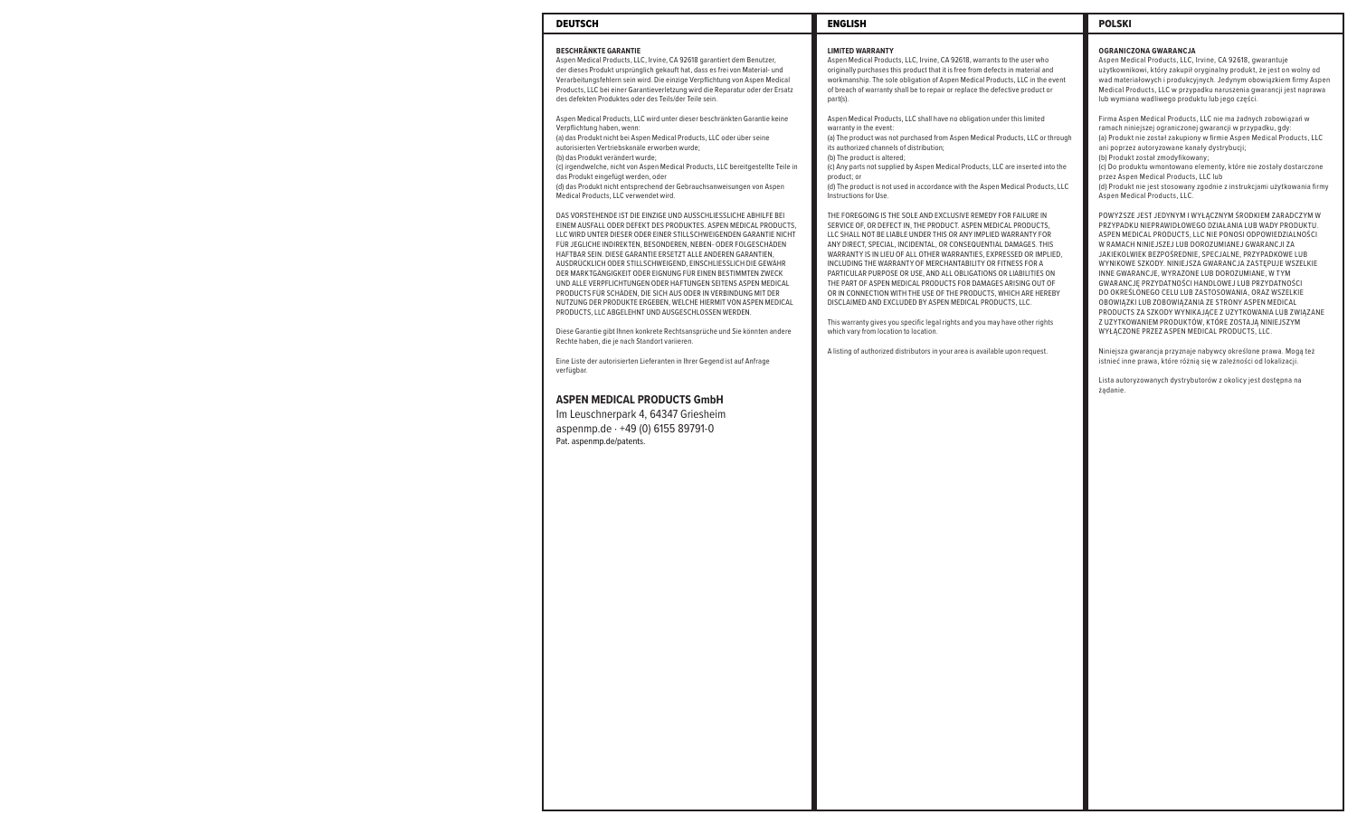## DEUTSCH

**BESCHRÄNKTE GARANTIE**
Aspen Medical Products, LLC, Irvine, CA 92618 garantiert dem Benutzer, der dieses Produkt ursprünglich gekauft hat, dass es frei von Material- und Verarbeitungsfehlern sein wird. Die einzige Verpflichtung von Aspen Medical Products, LLC bei einer Garantieverletzung wird die Reparatur oder der Ersatz des defekten Produktes oder des Teils/der Teile sein.

Aspen Medical Products, LLC wird unter dieser beschränkten Garantie keine Verpflichtung haben, wenn:
(a) das Produkt nicht bei Aspen Medical Products, LLC oder über seine autorisierten Vertriebskanäle erworben wurde;
(b) das Produkt verändert wurde;
(c) irgendwelche, nicht von Aspen Medical Products, LLC bereitgestellte Teile in das Produkt eingefügt werden, oder
(d) das Produkt nicht entsprechend der Gebrauchsanweisungen von Aspen Medical Products, LLC verwendet wird.

DAS VORSTEHENDE IST DIE EINZIGE UND AUSSCHLIESSLICHE ABHILFE BEI EINEM AUSFALL ODER DEFEKT DES PRODUKTES. ASPEN MEDICAL PRODUCTS, LLC WIRD UNTER DIESER ODER EINER STILLSCHWEIGENDEN GARANTIE NICHT FÜR JEGLICHE INDIREKTEN, BESONDEREN, NEBEN- ODER FOLGESCHÄDEN HAFTBAR SEIN. DIESE GARANTIE ERSETZT ALLE ANDEREN GARANTIEN, AUSDRÜCKLICH ODER STILLSCHWEIGEND, EINSCHLIESSLICH DIE GEWÄHR DER MARKTGÄNGIGKEIT ODER EIGNUNG FÜR EINEN BESTIMMTEN ZWECK UND ALLE VERPFLICHTUNGEN ODER HAFTUNGEN SEITENS ASPEN MEDICAL PRODUCTS FÜR SCHÄDEN, DIE SICH AUS ODER IN VERBINDUNG MIT DER NUTZUNG DER PRODUKTE ERGEBEN, WELCHE HIERMIT VON ASPEN MEDICAL PRODUCTS, LLC ABGELEHNT UND AUSGESCHLOSSEN WERDEN.

Diese Garantie gibt Ihnen konkrete Rechtsansprüche und Sie könnten andere Rechte haben, die je nach Standort variieren.

Eine Liste der autorisierten Lieferanten in Ihrer Gegend ist auf Anfrage verfügbar.

**ASPEN MEDICAL PRODUCTS GmbH**
Im Leuschnerpark 4, 64347 Griesheim
aspenmp.de · +49 (0) 6155 89791-0
Pat. aspenmp.de/patents.

## ENGLISH

**LIMITED WARRANTY**
Aspen Medical Products, LLC, Irvine, CA 92618, warrants to the user who originally purchases this product that it is free from defects in material and workmanship. The sole obligation of Aspen Medical Products, LLC in the event of breach of warranty shall be to repair or replace the defective product or part(s).

Aspen Medical Products, LLC shall have no obligation under this limited warranty in the event:
(a) The product was not purchased from Aspen Medical Products, LLC or through its authorized channels of distribution;
(b) The product is altered;
(c) Any parts not supplied by Aspen Medical Products, LLC are inserted into the product; or
(d) The product is not used in accordance with the Aspen Medical Products, LLC Instructions for Use.

THE FOREGOING IS THE SOLE AND EXCLUSIVE REMEDY FOR FAILURE IN SERVICE OF, OR DEFECT IN, THE PRODUCT. ASPEN MEDICAL PRODUCTS, LLC SHALL NOT BE LIABLE UNDER THIS OR ANY IMPLIED WARRANTY FOR ANY DIRECT, SPECIAL, INCIDENTAL, OR CONSEQUENTIAL DAMAGES. THIS WARRANTY IS IN LIEU OF ALL OTHER WARRANTIES, EXPRESSED OR IMPLIED, INCLUDING THE WARRANTY OF MERCHANTABILITY OR FITNESS FOR A PARTICULAR PURPOSE OR USE, AND ALL OBLIGATIONS OR LIABILITIES ON THE PART OF ASPEN MEDICAL PRODUCTS FOR DAMAGES ARISING OUT OF OR IN CONNECTION WITH THE USE OF THE PRODUCTS, WHICH ARE HEREBY DISCLAIMED AND EXCLUDED BY ASPEN MEDICAL PRODUCTS, LLC.

This warranty gives you specific legal rights and you may have other rights which vary from location to location.

A listing of authorized distributors in your area is available upon request.

## POLSKI

**OGRANICZONA GWARANCJA**
Aspen Medical Products, LLC, Irvine, CA 92618, gwarantuje użytkownikowi, który zakupił oryginalny produkt, że jest on wolny od wad materiałowych i produkcyjnych. Jedynym obowiązkiem firmy Aspen Medical Products, LLC w przypadku naruszenia gwarancji jest naprawa lub wymiana wadliwego produktu lub jego części.

Firma Aspen Medical Products, LLC nie ma żadnych zobowiązań w ramach niniejszej ograniczonej gwarancji w przypadku, gdy:
(a) Produkt nie został zakupiony w firmie Aspen Medical Products, LLC ani poprzez autoryzowane kanały dystrybucji;
(b) Produkt został zmodyfikowany;
(c) Do produktu wmontowano elementy, które nie zostały dostarczone przez Aspen Medical Products, LLC lub
(d) Produkt nie jest stosowany zgodnie z instrukcjami użytkowania firmy Aspen Medical Products, LLC.

POWYŻSZE JEST JEDYNYM I WYŁĄCZNYM ŚRODKIEM ZARADCZYM W PRZYPADKU NIEPRAWIDŁOWEGO DZIAŁANIA LUB WADY PRODUKTU. ASPEN MEDICAL PRODUCTS, LLC NIE PONOSI ODPOWIEDZIALNOŚCI W RAMACH NINIEJSZEJ LUB DOROZUMIANEJ GWARANCJI ZA JAKIEKOLWIEK BEZPOŚREDNIE, SPECJALNE, PRZYPADKOWE LUB WYNIKOWE SZKODY. NINIEJSZA GWARANCJA ZASTĘPUJE WSZELKIE INNE GWARANCJE, WYRAŻONE LUB DOROZUMIANE, W TYM GWARANCJĘ PRZYDATNOŚCI HANDLOWEJ LUB PRZYDATNOŚCI DO OKREŚLONEGO CELU LUB ZASTOSOWANIA, ORAZ WSZELKIE OBOWIĄZKI LUB ZOBOWIĄZANIA ZE STRONY ASPEN MEDICAL PRODUCTS ZA SZKODY WYNIKAJĄCE Z UŻYTKOWANIA LUB ZWIĄZANE Z UŻYTKOWANIEM PRODUKTÓW, KTÓRE ZOSTAJĄ NINIEJSZYM WYŁĄCZONE PRZEZ ASPEN MEDICAL PRODUCTS, LLC.

Niniejsza gwarancja przyznaje nabywcy określone prawa. Mogą też istnieć inne prawa, które różnią się w zależności od lokalizacji.

Lista autoryzowanych dystrybutorów z okolicy jest dostępna na żądanie.